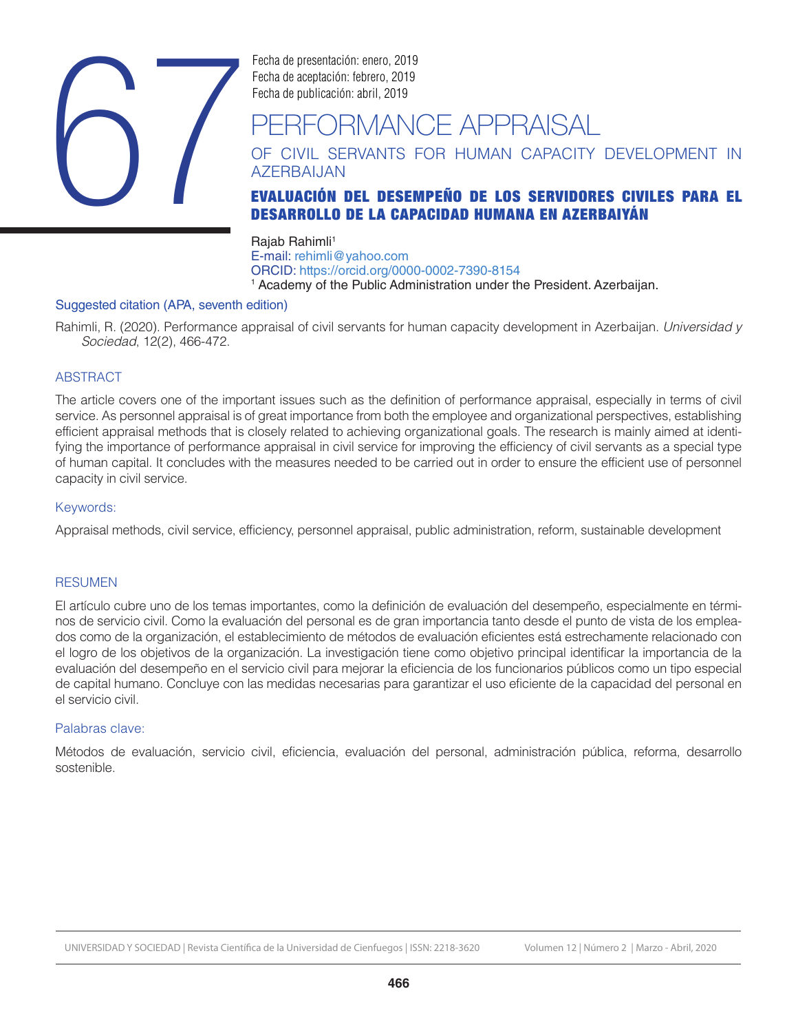67

Fecha de presentación: enero, 2019
Fecha de aceptación: febrero, 2019
Fecha de publicación: abril, 2019

# PERFORMANCE APPRAISAL

## OF CIVIL SERVANTS FOR HUMAN CAPACITY DEVELOPMENT IN AZERBAIJAN

## EVALUACIÓN DEL DESEMPEÑO DE LOS SERVIDORES CIVILES PARA EL DESARROLLO DE LA CAPACIDAD HUMANA EN AZERBAIYÁN

Rajab Rahimli[1]
E-mail: rehimli@yahoo.com
ORCID: https://orcid.org/0000-0002-7390-8154
[1] Academy of the Public Administration under the President. Azerbaijan.

### Suggested citation (APA, seventh edition)

Rahimli, R. (2020). Performance appraisal of civil servants for human capacity development in Azerbaijan. *Universidad y Sociedad*, 12(2), 466-472.

### ABSTRACT

The article covers one of the important issues such as the definition of performance appraisal, especially in terms of civil service. As personnel appraisal is of great importance from both the employee and organizational perspectives, establishing efficient appraisal methods that is closely related to achieving organizational goals. The research is mainly aimed at identifying the importance of performance appraisal in civil service for improving the efficiency of civil servants as a special type of human capital. It concludes with the measures needed to be carried out in order to ensure the efficient use of personnel capacity in civil service.

### Keywords:

Appraisal methods, civil service, efficiency, personnel appraisal, public administration, reform, sustainable development

### RESUMEN

El artículo cubre uno de los temas importantes, como la definición de evaluación del desempeño, especialmente en términos de servicio civil. Como la evaluación del personal es de gran importancia tanto desde el punto de vista de los empleados como de la organización, el establecimiento de métodos de evaluación eficientes está estrechamente relacionado con el logro de los objetivos de la organización. La investigación tiene como objetivo principal identificar la importancia de la evaluación del desempeño en el servicio civil para mejorar la eficiencia de los funcionarios públicos como un tipo especial de capital humano. Concluye con las medidas necesarias para garantizar el uso eficiente de la capacidad del personal en el servicio civil.

### Palabras clave:

Métodos de evaluación, servicio civil, eficiencia, evaluación del personal, administración pública, reforma, desarrollo sostenible.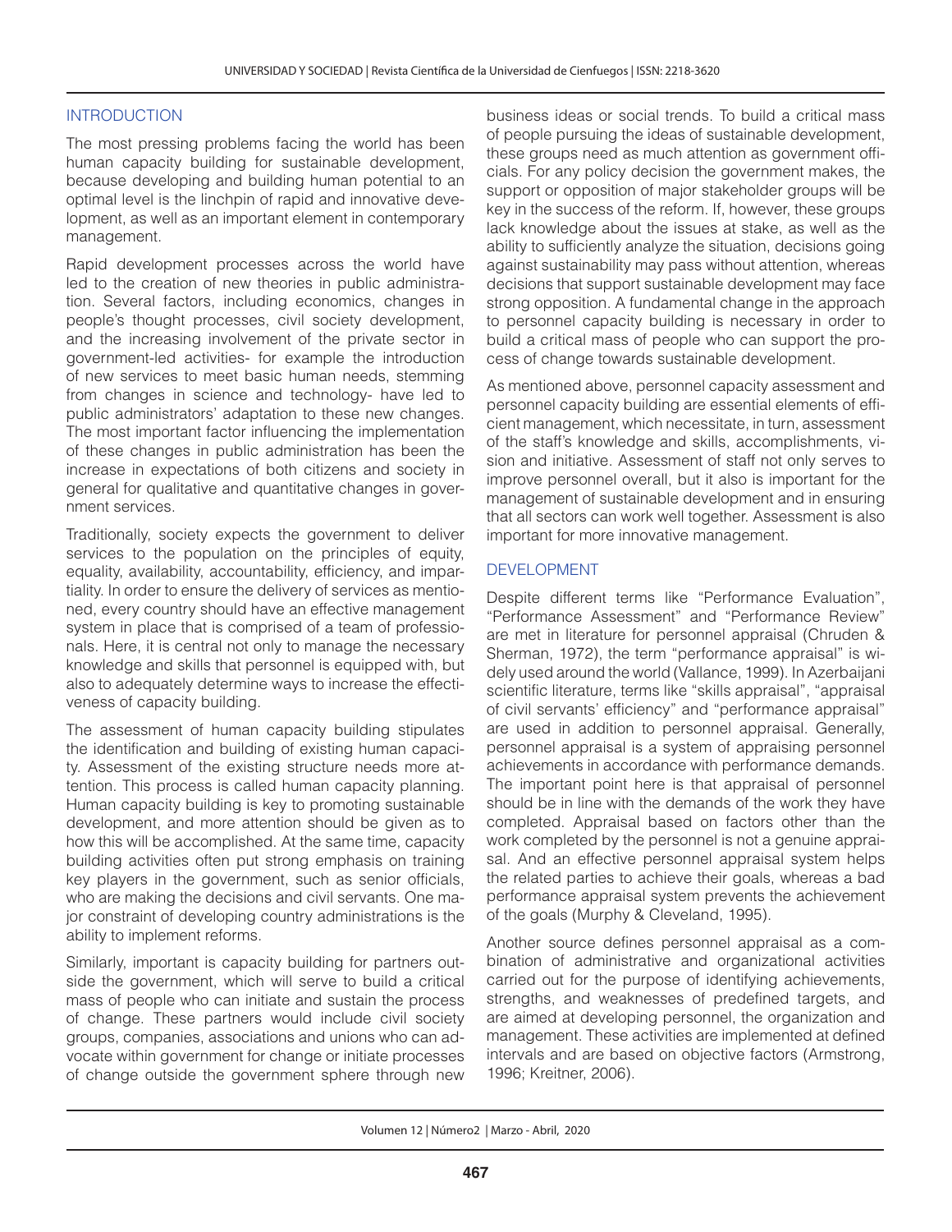## INTRODUCTION

The most pressing problems facing the world has been human capacity building for sustainable development, because developing and building human potential to an optimal level is the linchpin of rapid and innovative development, as well as an important element in contemporary management.

Rapid development processes across the world have led to the creation of new theories in public administration. Several factors, including economics, changes in people's thought processes, civil society development, and the increasing involvement of the private sector in government-led activities- for example the introduction of new services to meet basic human needs, stemming from changes in science and technology- have led to public administrators' adaptation to these new changes. The most important factor influencing the implementation of these changes in public administration has been the increase in expectations of both citizens and society in general for qualitative and quantitative changes in government services.

Traditionally, society expects the government to deliver services to the population on the principles of equity, equality, availability, accountability, efficiency, and impartiality. In order to ensure the delivery of services as mentioned, every country should have an effective management system in place that is comprised of a team of professionals. Here, it is central not only to manage the necessary knowledge and skills that personnel is equipped with, but also to adequately determine ways to increase the effectiveness of capacity building.

The assessment of human capacity building stipulates the identification and building of existing human capacity. Assessment of the existing structure needs more attention. This process is called human capacity planning. Human capacity building is key to promoting sustainable development, and more attention should be given as to how this will be accomplished. At the same time, capacity building activities often put strong emphasis on training key players in the government, such as senior officials, who are making the decisions and civil servants. One major constraint of developing country administrations is the ability to implement reforms.

Similarly, important is capacity building for partners outside the government, which will serve to build a critical mass of people who can initiate and sustain the process of change. These partners would include civil society groups, companies, associations and unions who can advocate within government for change or initiate processes of change outside the government sphere through new business ideas or social trends. To build a critical mass of people pursuing the ideas of sustainable development, these groups need as much attention as government officials. For any policy decision the government makes, the support or opposition of major stakeholder groups will be key in the success of the reform. If, however, these groups lack knowledge about the issues at stake, as well as the ability to sufficiently analyze the situation, decisions going against sustainability may pass without attention, whereas decisions that support sustainable development may face strong opposition. A fundamental change in the approach to personnel capacity building is necessary in order to build a critical mass of people who can support the process of change towards sustainable development.

As mentioned above, personnel capacity assessment and personnel capacity building are essential elements of efficient management, which necessitate, in turn, assessment of the staff's knowledge and skills, accomplishments, vision and initiative. Assessment of staff not only serves to improve personnel overall, but it also is important for the management of sustainable development and in ensuring that all sectors can work well together. Assessment is also important for more innovative management.

## DEVELOPMENT

Despite different terms like "Performance Evaluation", "Performance Assessment" and "Performance Review" are met in literature for personnel appraisal (Chruden & Sherman, 1972), the term "performance appraisal" is widely used around the world (Vallance, 1999). In Azerbaijani scientific literature, terms like "skills appraisal", "appraisal of civil servants' efficiency" and "performance appraisal" are used in addition to personnel appraisal. Generally, personnel appraisal is a system of appraising personnel achievements in accordance with performance demands. The important point here is that appraisal of personnel should be in line with the demands of the work they have completed. Appraisal based on factors other than the work completed by the personnel is not a genuine appraisal. And an effective personnel appraisal system helps the related parties to achieve their goals, whereas a bad performance appraisal system prevents the achievement of the goals (Murphy & Cleveland, 1995).

Another source defines personnel appraisal as a combination of administrative and organizational activities carried out for the purpose of identifying achievements, strengths, and weaknesses of predefined targets, and are aimed at developing personnel, the organization and management. These activities are implemented at defined intervals and are based on objective factors (Armstrong, 1996; Kreitner, 2006).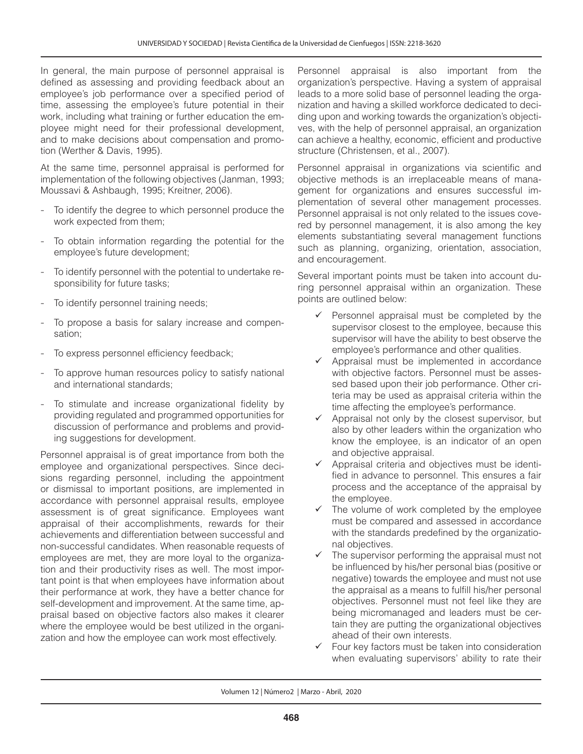In general, the main purpose of personnel appraisal is defined as assessing and providing feedback about an employee's job performance over a specified period of time, assessing the employee's future potential in their work, including what training or further education the employee might need for their professional development, and to make decisions about compensation and promotion (Werther & Davis, 1995).

At the same time, personnel appraisal is performed for implementation of the following objectives (Janman, 1993; Moussavi & Ashbaugh, 1995; Kreitner, 2006).

- To identify the degree to which personnel produce the work expected from them;
- To obtain information regarding the potential for the employee's future development;
- To identify personnel with the potential to undertake responsibility for future tasks;
- To identify personnel training needs;
- To propose a basis for salary increase and compensation;
- To express personnel efficiency feedback;
- To approve human resources policy to satisfy national and international standards;
- To stimulate and increase organizational fidelity by providing regulated and programmed opportunities for discussion of performance and problems and providing suggestions for development.

Personnel appraisal is of great importance from both the employee and organizational perspectives. Since decisions regarding personnel, including the appointment or dismissal to important positions, are implemented in accordance with personnel appraisal results, employee assessment is of great significance. Employees want appraisal of their accomplishments, rewards for their achievements and differentiation between successful and non-successful candidates. When reasonable requests of employees are met, they are more loyal to the organization and their productivity rises as well. The most important point is that when employees have information about their performance at work, they have a better chance for self-development and improvement. At the same time, appraisal based on objective factors also makes it clearer where the employee would be best utilized in the organization and how the employee can work most effectively.

Personnel appraisal is also important from the organization's perspective. Having a system of appraisal leads to a more solid base of personnel leading the organization and having a skilled workforce dedicated to deciding upon and working towards the organization's objectives, with the help of personnel appraisal, an organization can achieve a healthy, economic, efficient and productive structure (Christensen, et al., 2007).

Personnel appraisal in organizations via scientific and objective methods is an irreplaceable means of management for organizations and ensures successful implementation of several other management processes. Personnel appraisal is not only related to the issues covered by personnel management, it is also among the key elements substantiating several management functions such as planning, organizing, orientation, association, and encouragement.

Several important points must be taken into account during personnel appraisal within an organization. These points are outlined below:

- ✓ Personnel appraisal must be completed by the supervisor closest to the employee, because this supervisor will have the ability to best observe the employee's performance and other qualities.
- ✓ Appraisal must be implemented in accordance with objective factors. Personnel must be assessed based upon their job performance. Other criteria may be used as appraisal criteria within the time affecting the employee's performance.
- ✓ Appraisal not only by the closest supervisor, but also by other leaders within the organization who know the employee, is an indicator of an open and objective appraisal.
- ✓ Appraisal criteria and objectives must be identified in advance to personnel. This ensures a fair process and the acceptance of the appraisal by the employee.
- ✓ The volume of work completed by the employee must be compared and assessed in accordance with the standards predefined by the organizational objectives.
- ✓ The supervisor performing the appraisal must not be influenced by his/her personal bias (positive or negative) towards the employee and must not use the appraisal as a means to fulfill his/her personal objectives. Personnel must not feel like they are being micromanaged and leaders must be certain they are putting the organizational objectives ahead of their own interests.
- ✓ Four key factors must be taken into consideration when evaluating supervisors' ability to rate their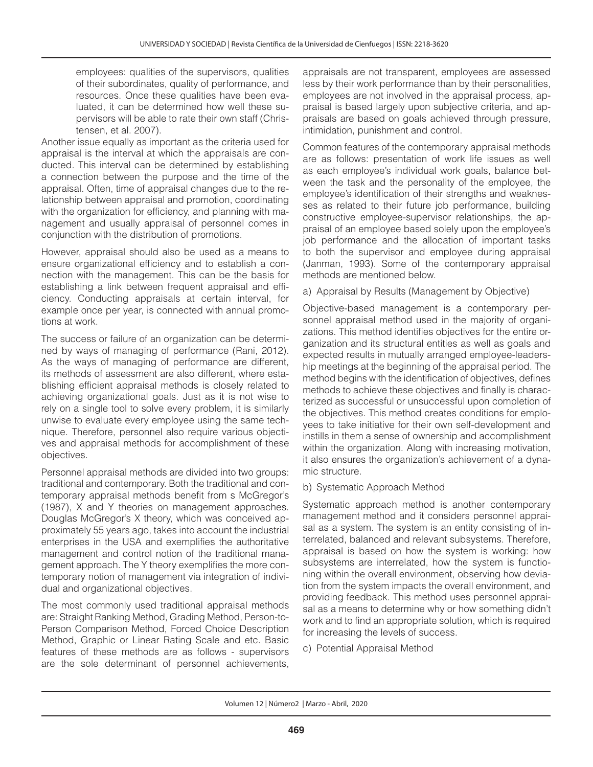employees: qualities of the supervisors, qualities of their subordinates, quality of performance, and resources. Once these qualities have been evaluated, it can be determined how well these supervisors will be able to rate their own staff (Christensen, et al. 2007).

Another issue equally as important as the criteria used for appraisal is the interval at which the appraisals are conducted. This interval can be determined by establishing a connection between the purpose and the time of the appraisal. Often, time of appraisal changes due to the relationship between appraisal and promotion, coordinating with the organization for efficiency, and planning with management and usually appraisal of personnel comes in conjunction with the distribution of promotions.

However, appraisal should also be used as a means to ensure organizational efficiency and to establish a connection with the management. This can be the basis for establishing a link between frequent appraisal and efficiency. Conducting appraisals at certain interval, for example once per year, is connected with annual promotions at work.

The success or failure of an organization can be determined by ways of managing of performance (Rani, 2012). As the ways of managing of performance are different, its methods of assessment are also different, where establishing efficient appraisal methods is closely related to achieving organizational goals. Just as it is not wise to rely on a single tool to solve every problem, it is similarly unwise to evaluate every employee using the same technique. Therefore, personnel also require various objectives and appraisal methods for accomplishment of these objectives.

Personnel appraisal methods are divided into two groups: traditional and contemporary. Both the traditional and contemporary appraisal methods benefit from s McGregor's (1987), X and Y theories on management approaches. Douglas McGregor's X theory, which was conceived approximately 55 years ago, takes into account the industrial enterprises in the USA and exemplifies the authoritative management and control notion of the traditional management approach. The Y theory exemplifies the more contemporary notion of management via integration of individual and organizational objectives.

The most commonly used traditional appraisal methods are: Straight Ranking Method, Grading Method, Person-to-Person Comparison Method, Forced Choice Description Method, Graphic or Linear Rating Scale and etc. Basic features of these methods are as follows - supervisors are the sole determinant of personnel achievements, appraisals are not transparent, employees are assessed less by their work performance than by their personalities, employees are not involved in the appraisal process, appraisal is based largely upon subjective criteria, and appraisals are based on goals achieved through pressure, intimidation, punishment and control.

Common features of the contemporary appraisal methods are as follows: presentation of work life issues as well as each employee's individual work goals, balance between the task and the personality of the employee, the employee's identification of their strengths and weaknesses as related to their future job performance, building constructive employee-supervisor relationships, the appraisal of an employee based solely upon the employee's job performance and the allocation of important tasks to both the supervisor and employee during appraisal (Janman, 1993). Some of the contemporary appraisal methods are mentioned below.

a) Appraisal by Results (Management by Objective)

Objective-based management is a contemporary personnel appraisal method used in the majority of organizations. This method identifies objectives for the entire organization and its structural entities as well as goals and expected results in mutually arranged employee-leadership meetings at the beginning of the appraisal period. The method begins with the identification of objectives, defines methods to achieve these objectives and finally is characterized as successful or unsuccessful upon completion of the objectives. This method creates conditions for employees to take initiative for their own self-development and instills in them a sense of ownership and accomplishment within the organization. Along with increasing motivation, it also ensures the organization's achievement of a dynamic structure.

b) Systematic Approach Method

Systematic approach method is another contemporary management method and it considers personnel appraisal as a system. The system is an entity consisting of interrelated, balanced and relevant subsystems. Therefore, appraisal is based on how the system is working: how subsystems are interrelated, how the system is functioning within the overall environment, observing how deviation from the system impacts the overall environment, and providing feedback. This method uses personnel appraisal as a means to determine why or how something didn't work and to find an appropriate solution, which is required for increasing the levels of success.

c) Potential Appraisal Method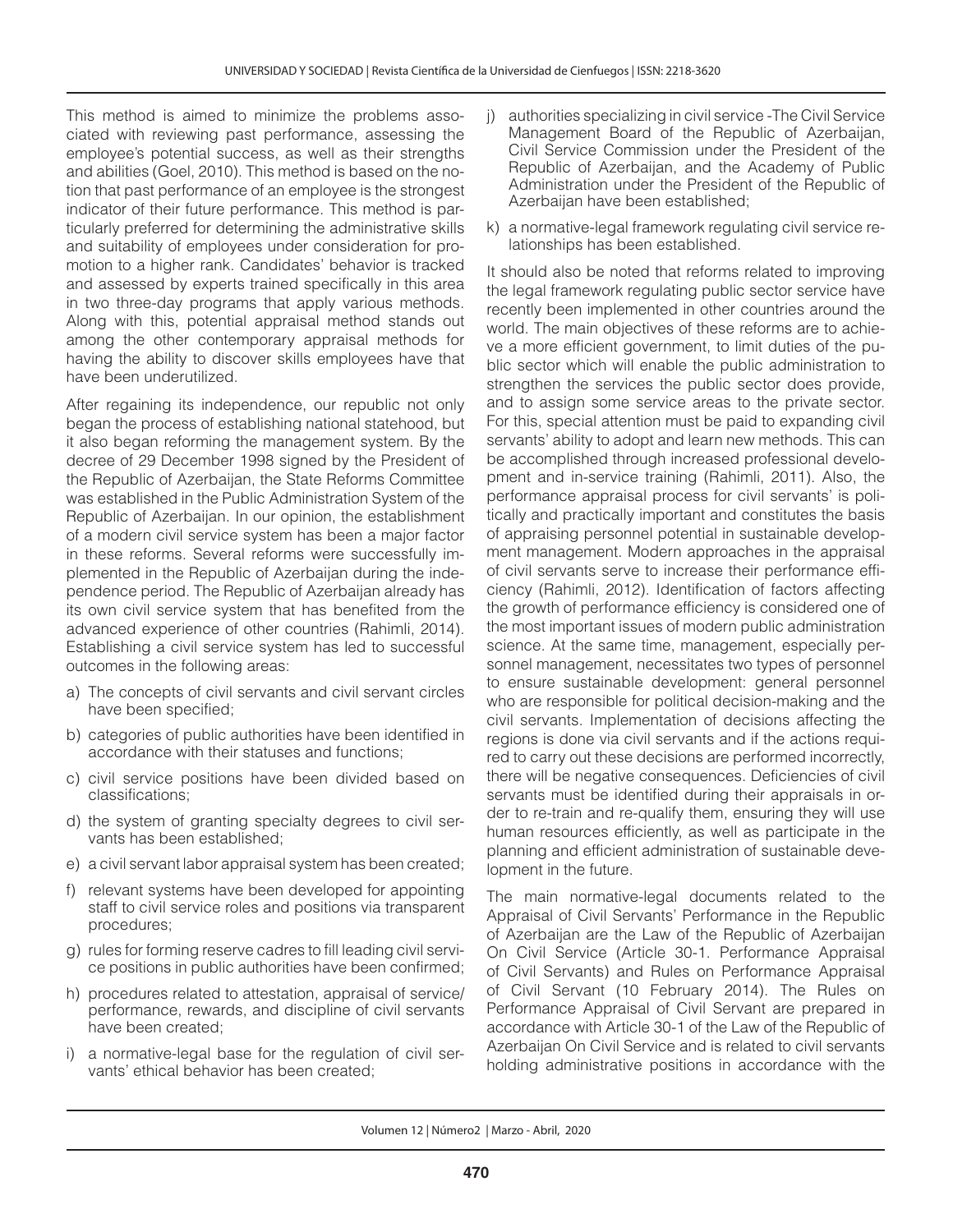This method is aimed to minimize the problems associated with reviewing past performance, assessing the employee's potential success, as well as their strengths and abilities (Goel, 2010). This method is based on the notion that past performance of an employee is the strongest indicator of their future performance. This method is particularly preferred for determining the administrative skills and suitability of employees under consideration for promotion to a higher rank. Candidates' behavior is tracked and assessed by experts trained specifically in this area in two three-day programs that apply various methods. Along with this, potential appraisal method stands out among the other contemporary appraisal methods for having the ability to discover skills employees have that have been underutilized.

After regaining its independence, our republic not only began the process of establishing national statehood, but it also began reforming the management system. By the decree of 29 December 1998 signed by the President of the Republic of Azerbaijan, the State Reforms Committee was established in the Public Administration System of the Republic of Azerbaijan. In our opinion, the establishment of a modern civil service system has been a major factor in these reforms. Several reforms were successfully implemented in the Republic of Azerbaijan during the independence period. The Republic of Azerbaijan already has its own civil service system that has benefited from the advanced experience of other countries (Rahimli, 2014). Establishing a civil service system has led to successful outcomes in the following areas:

a) The concepts of civil servants and civil servant circles have been specified;
b) categories of public authorities have been identified in accordance with their statuses and functions;
c) civil service positions have been divided based on classifications;
d) the system of granting specialty degrees to civil servants has been established;
e) a civil servant labor appraisal system has been created;
f) relevant systems have been developed for appointing staff to civil service roles and positions via transparent procedures;
g) rules for forming reserve cadres to fill leading civil service positions in public authorities have been confirmed;
h) procedures related to attestation, appraisal of service/performance, rewards, and discipline of civil servants have been created;
i) a normative-legal base for the regulation of civil servants' ethical behavior has been created;
j) authorities specializing in civil service -The Civil Service Management Board of the Republic of Azerbaijan, Civil Service Commission under the President of the Republic of Azerbaijan, and the Academy of Public Administration under the President of the Republic of Azerbaijan have been established;
k) a normative-legal framework regulating civil service relationships has been established.

It should also be noted that reforms related to improving the legal framework regulating public sector service have recently been implemented in other countries around the world. The main objectives of these reforms are to achieve a more efficient government, to limit duties of the public sector which will enable the public administration to strengthen the services the public sector does provide, and to assign some service areas to the private sector. For this, special attention must be paid to expanding civil servants' ability to adopt and learn new methods. This can be accomplished through increased professional development and in-service training (Rahimli, 2011). Also, the performance appraisal process for civil servants' is politically and practically important and constitutes the basis of appraising personnel potential in sustainable development management. Modern approaches in the appraisal of civil servants serve to increase their performance efficiency (Rahimli, 2012). Identification of factors affecting the growth of performance efficiency is considered one of the most important issues of modern public administration science. At the same time, management, especially personnel management, necessitates two types of personnel to ensure sustainable development: general personnel who are responsible for political decision-making and the civil servants. Implementation of decisions affecting the regions is done via civil servants and if the actions required to carry out these decisions are performed incorrectly, there will be negative consequences. Deficiencies of civil servants must be identified during their appraisals in order to re-train and re-qualify them, ensuring they will use human resources efficiently, as well as participate in the planning and efficient administration of sustainable development in the future.

The main normative-legal documents related to the Appraisal of Civil Servants' Performance in the Republic of Azerbaijan are the Law of the Republic of Azerbaijan On Civil Service (Article 30-1. Performance Appraisal of Civil Servants) and Rules on Performance Appraisal of Civil Servant (10 February 2014). The Rules on Performance Appraisal of Civil Servant are prepared in accordance with Article 30-1 of the Law of the Republic of Azerbaijan On Civil Service and is related to civil servants holding administrative positions in accordance with the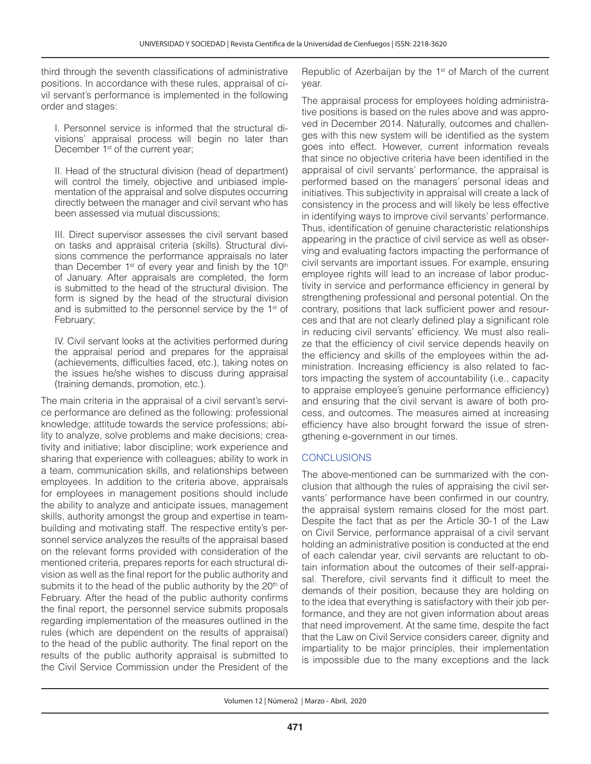third through the seventh classifications of administrative positions. In accordance with these rules, appraisal of civil servant's performance is implemented in the following order and stages:

I. Personnel service is informed that the structural divisions' appraisal process will begin no later than December 1st of the current year;

II. Head of the structural division (head of department) will control the timely, objective and unbiased implementation of the appraisal and solve disputes occurring directly between the manager and civil servant who has been assessed via mutual discussions;

III. Direct supervisor assesses the civil servant based on tasks and appraisal criteria (skills). Structural divisions commence the performance appraisals no later than December 1st of every year and finish by the 10th of January. After appraisals are completed, the form is submitted to the head of the structural division. The form is signed by the head of the structural division and is submitted to the personnel service by the 1st of February;

IV. Civil servant looks at the activities performed during the appraisal period and prepares for the appraisal (achievements, difficulties faced, etc.), taking notes on the issues he/she wishes to discuss during appraisal (training demands, promotion, etc.).

The main criteria in the appraisal of a civil servant's service performance are defined as the following: professional knowledge; attitude towards the service professions; ability to analyze, solve problems and make decisions; creativity and initiative; labor discipline; work experience and sharing that experience with colleagues; ability to work in a team, communication skills, and relationships between employees. In addition to the criteria above, appraisals for employees in management positions should include the ability to analyze and anticipate issues, management skills, authority amongst the group and expertise in team-building and motivating staff. The respective entity's personnel service analyzes the results of the appraisal based on the relevant forms provided with consideration of the mentioned criteria, prepares reports for each structural division as well as the final report for the public authority and submits it to the head of the public authority by the 20th of February. After the head of the public authority confirms the final report, the personnel service submits proposals regarding implementation of the measures outlined in the rules (which are dependent on the results of appraisal) to the head of the public authority. The final report on the results of the public authority appraisal is submitted to the Civil Service Commission under the President of the Republic of Azerbaijan by the 1st of March of the current year.

The appraisal process for employees holding administrative positions is based on the rules above and was approved in December 2014. Naturally, outcomes and challenges with this new system will be identified as the system goes into effect. However, current information reveals that since no objective criteria have been identified in the appraisal of civil servants' performance, the appraisal is performed based on the managers' personal ideas and initiatives. This subjectivity in appraisal will create a lack of consistency in the process and will likely be less effective in identifying ways to improve civil servants' performance. Thus, identification of genuine characteristic relationships appearing in the practice of civil service as well as observing and evaluating factors impacting the performance of civil servants are important issues. For example, ensuring employee rights will lead to an increase of labor productivity in service and performance efficiency in general by strengthening professional and personal potential. On the contrary, positions that lack sufficient power and resources and that are not clearly defined play a significant role in reducing civil servants' efficiency. We must also realize that the efficiency of civil service depends heavily on the efficiency and skills of the employees within the administration. Increasing efficiency is also related to factors impacting the system of accountability (i.e., capacity to appraise employee's genuine performance efficiency) and ensuring that the civil servant is aware of both process, and outcomes. The measures aimed at increasing efficiency have also brought forward the issue of strengthening e-government in our times.

## CONCLUSIONS

The above-mentioned can be summarized with the conclusion that although the rules of appraising the civil servants' performance have been confirmed in our country, the appraisal system remains closed for the most part. Despite the fact that as per the Article 30-1 of the Law on Civil Service, performance appraisal of a civil servant holding an administrative position is conducted at the end of each calendar year, civil servants are reluctant to obtain information about the outcomes of their self-appraisal. Therefore, civil servants find it difficult to meet the demands of their position, because they are holding on to the idea that everything is satisfactory with their job performance, and they are not given information about areas that need improvement. At the same time, despite the fact that the Law on Civil Service considers career, dignity and impartiality to be major principles, their implementation is impossible due to the many exceptions and the lack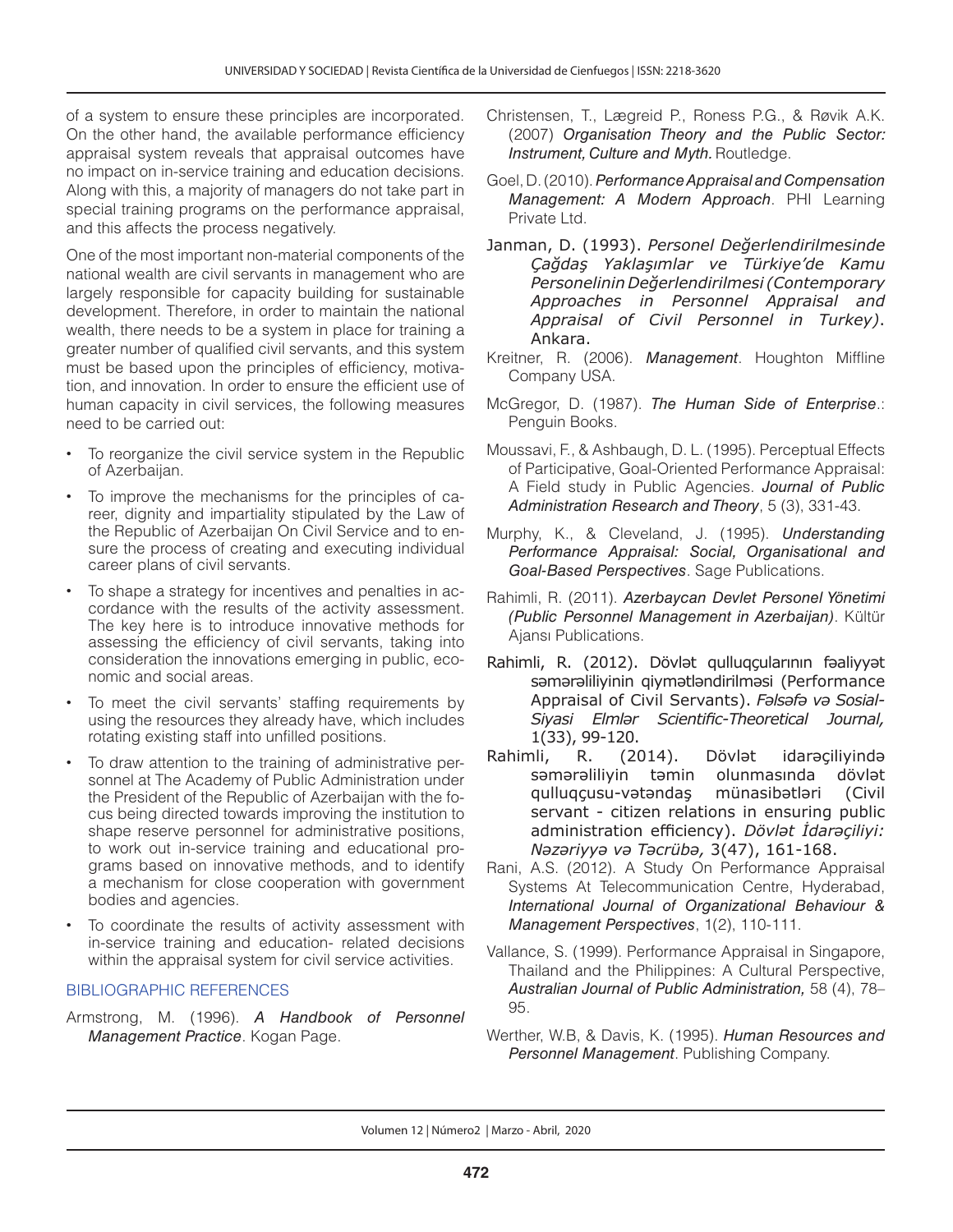of a system to ensure these principles are incorporated. On the other hand, the available performance efficiency appraisal system reveals that appraisal outcomes have no impact on in-service training and education decisions. Along with this, a majority of managers do not take part in special training programs on the performance appraisal, and this affects the process negatively.

One of the most important non-material components of the national wealth are civil servants in management who are largely responsible for capacity building for sustainable development. Therefore, in order to maintain the national wealth, there needs to be a system in place for training a greater number of qualified civil servants, and this system must be based upon the principles of efficiency, motivation, and innovation. In order to ensure the efficient use of human capacity in civil services, the following measures need to be carried out:

- To reorganize the civil service system in the Republic of Azerbaijan.
- To improve the mechanisms for the principles of career, dignity and impartiality stipulated by the Law of the Republic of Azerbaijan On Civil Service and to ensure the process of creating and executing individual career plans of civil servants.
- To shape a strategy for incentives and penalties in accordance with the results of the activity assessment. The key here is to introduce innovative methods for assessing the efficiency of civil servants, taking into consideration the innovations emerging in public, economic and social areas.
- To meet the civil servants' staffing requirements by using the resources they already have, which includes rotating existing staff into unfilled positions.
- To draw attention to the training of administrative personnel at The Academy of Public Administration under the President of the Republic of Azerbaijan with the focus being directed towards improving the institution to shape reserve personnel for administrative positions, to work out in-service training and educational programs based on innovative methods, and to identify a mechanism for close cooperation with government bodies and agencies.
- To coordinate the results of activity assessment with in-service training and education- related decisions within the appraisal system for civil service activities.

## BIBLIOGRAPHIC REFERENCES

Armstrong, M. (1996). *A Handbook of Personnel Management Practice*. Kogan Page.

Christensen, T., Lægreid P., Roness P.G., & Røvik A.K. (2007) *Organisation Theory and the Public Sector: Instrument, Culture and Myth.* Routledge.

Goel, D. (2010). *Performance Appraisal and Compensation Management: A Modern Approach*. PHI Learning Private Ltd.

Janman, D. (1993). *Personel Değerlendirilmesinde Çağdaş Yaklaşımlar ve Türkiye'de Kamu Personelinin Değerlendirilmesi (Contemporary Approaches in Personnel Appraisal and Appraisal of Civil Personnel in Turkey)*. Ankara.

Kreitner, R. (2006). *Management*. Houghton Miffline Company USA.

McGregor, D. (1987). *The Human Side of Enterprise*.: Penguin Books.

Moussavi, F., & Ashbaugh, D. L. (1995). Perceptual Effects of Participative, Goal-Oriented Performance Appraisal: A Field study in Public Agencies. *Journal of Public Administration Research and Theory*, 5 (3), 331-43.

Murphy, K., & Cleveland, J. (1995). *Understanding Performance Appraisal: Social, Organisational and Goal-Based Perspectives*. Sage Publications.

Rahimli, R. (2011). *Azerbaycan Devlet Personel Yönetimi (Public Personnel Management in Azerbaijan)*. Kültür Ajansı Publications.

Rahimli, R. (2012). Dövlət qulluqçularının fəaliyyət səmərəliliyinin qiymətləndirilməsi (Performance Appraisal of Civil Servants). *Fəlsəfə və Sosial-Siyasi Elmlər Scientific-Theoretical Journal,* 1(33), 99-120.

Rahimli, R. (2014). Dövlət idarəçiliyində səmərəliliyin təmin olunmasında dövlət qulluqçusu-vətəndaş münasibətləri (Civil servant - citizen relations in ensuring public administration efficiency). *Dövlət İdarəçiliyi: Nəzəriyyə və Təcrübə,* 3(47), 161-168.

Rani, A.S. (2012). A Study On Performance Appraisal Systems At Telecommunication Centre, Hyderabad, *International Journal of Organizational Behaviour & Management Perspectives*, 1(2), 110-111.

Vallance, S. (1999). Performance Appraisal in Singapore, Thailand and the Philippines: A Cultural Perspective, *Australian Journal of Public Administration,* 58 (4), 78–95.

Werther, W.B, & Davis, K. (1995). *Human Resources and Personnel Management*. Publishing Company.